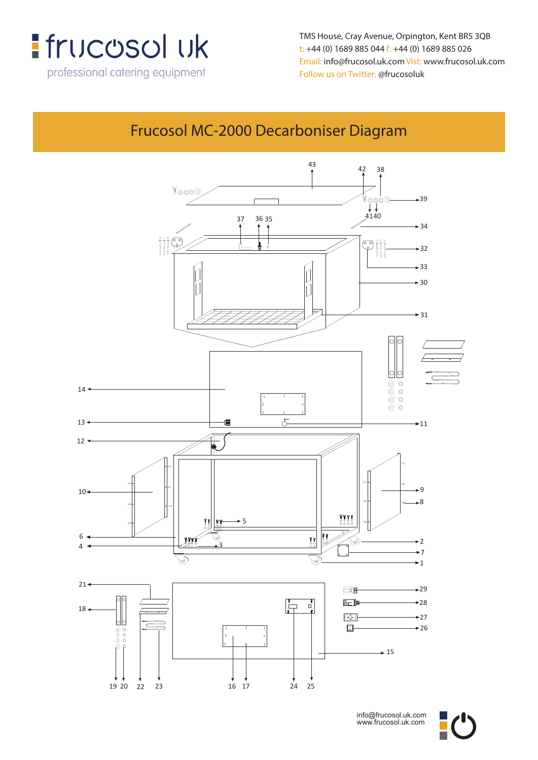frucosol uk

professional catering equipment

TMS House, Cray Avenue, Orpington, Kent BR5 3QB
t: +44 (0) 1689 885 044 f: +44 (0) 1689 885 026
Email: info@frucosol.uk.com Visit: www.frucosol.uk.com
Follow us on Twitter: @frucosoluk

# Frucosol MC-2000 Decarboniser Diagram

43 42 38 39 41 40 37 36 35 34 32 33 30 31 14 13 11 12 10 9 8 5 6 4 3 2 7 1 21 18 29 28 27 26 15 19 20 22 23 16 17 24 25

info@frucosol.uk.com
www.frucosol.uk.com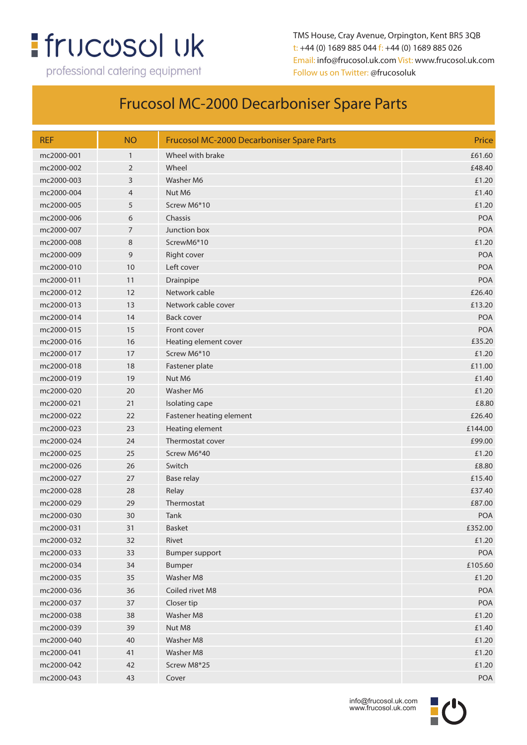frucosol uk

professional catering equipment

TMS House, Cray Avenue, Orpington, Kent BR5 3QB
t: +44 (0) 1689 885 044 f: +44 (0) 1689 885 026
Email: info@frucosol.uk.com Visit: www.frucosol.uk.com
Follow us on Twitter: @frucosoluk

# Frucosol MC-2000 Decarboniser Spare Parts

| REF | NO | Frucosol MC-2000 Decarboniser Spare Parts | Price |
|---|---|---|---|
| mc2000-001 | 1 | Wheel with brake | £61.60 |
| mc2000-002 | 2 | Wheel | £48.40 |
| mc2000-003 | 3 | Washer M6 | £1.20 |
| mc2000-004 | 4 | Nut M6 | £1.40 |
| mc2000-005 | 5 | Screw M6*10 | £1.20 |
| mc2000-006 | 6 | Chassis | POA |
| mc2000-007 | 7 | Junction box | POA |
| mc2000-008 | 8 | ScrewM6*10 | £1.20 |
| mc2000-009 | 9 | Right cover | POA |
| mc2000-010 | 10 | Left cover | POA |
| mc2000-011 | 11 | Drainpipe | POA |
| mc2000-012 | 12 | Network cable | £26.40 |
| mc2000-013 | 13 | Network cable cover | £13.20 |
| mc2000-014 | 14 | Back cover | POA |
| mc2000-015 | 15 | Front cover | POA |
| mc2000-016 | 16 | Heating element cover | £35.20 |
| mc2000-017 | 17 | Screw M6*10 | £1.20 |
| mc2000-018 | 18 | Fastener plate | £11.00 |
| mc2000-019 | 19 | Nut M6 | £1.40 |
| mc2000-020 | 20 | Washer M6 | £1.20 |
| mc2000-021 | 21 | Isolating cape | £8.80 |
| mc2000-022 | 22 | Fastener heating element | £26.40 |
| mc2000-023 | 23 | Heating element | £144.00 |
| mc2000-024 | 24 | Thermostat cover | £99.00 |
| mc2000-025 | 25 | Screw M6*40 | £1.20 |
| mc2000-026 | 26 | Switch | £8.80 |
| mc2000-027 | 27 | Base relay | £15.40 |
| mc2000-028 | 28 | Relay | £37.40 |
| mc2000-029 | 29 | Thermostat | £87.00 |
| mc2000-030 | 30 | Tank | POA |
| mc2000-031 | 31 | Basket | £352.00 |
| mc2000-032 | 32 | Rivet | £1.20 |
| mc2000-033 | 33 | Bumper support | POA |
| mc2000-034 | 34 | Bumper | £105.60 |
| mc2000-035 | 35 | Washer M8 | £1.20 |
| mc2000-036 | 36 | Coiled rivet M8 | POA |
| mc2000-037 | 37 | Closer tip | POA |
| mc2000-038 | 38 | Washer M8 | £1.20 |
| mc2000-039 | 39 | Nut M8 | £1.40 |
| mc2000-040 | 40 | Washer M8 | £1.20 |
| mc2000-041 | 41 | Washer M8 | £1.20 |
| mc2000-042 | 42 | Screw M8*25 | £1.20 |
| mc2000-043 | 43 | Cover | POA |

info@frucosol.uk.com
www.frucosol.uk.com